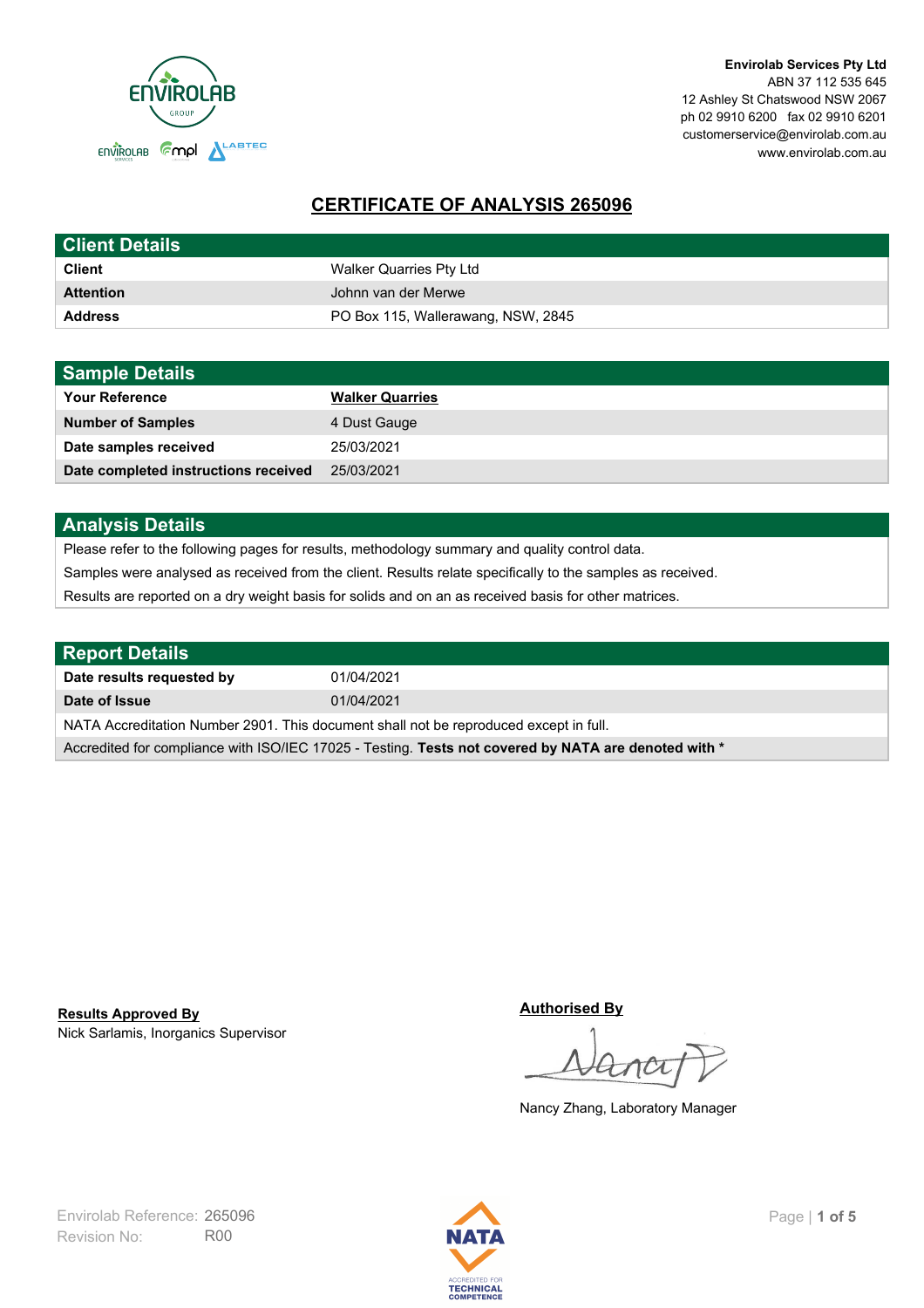**Envirolab Services Pty Ltd**
ABN 37 112 535 645
12 Ashley St Chatswood NSW 2067
ph 02 9910 6200 fax 02 9910 6201
customerservice@envirolab.com.au
www.envirolab.com.au

# CERTIFICATE OF ANALYSIS 265096

## Client Details

| | |
|---|---|
| **Client** | Walker Quarries Pty Ltd |
| **Attention** | Johnn van der Merwe |
| **Address** | PO Box 115, Wallerawang, NSW, 2845 |

## Sample Details

| | |
|---|---|
| **Your Reference** | **Walker Quarries** |
| **Number of Samples** | 4 Dust Gauge |
| **Date samples received** | 25/03/2021 |
| **Date completed instructions received** | 25/03/2021 |

## Analysis Details

Please refer to the following pages for results, methodology summary and quality control data.

Samples were analysed as received from the client. Results relate specifically to the samples as received.

Results are reported on a dry weight basis for solids and on an as received basis for other matrices.

## Report Details

| | |
|---|---|
| **Date results requested by** | 01/04/2021 |
| **Date of Issue** | 01/04/2021 |

NATA Accreditation Number 2901. This document shall not be reproduced except in full.

Accredited for compliance with ISO/IEC 17025 - Testing. **Tests not covered by NATA are denoted with ***

**Results Approved By**
Nick Sarlamis, Inorganics Supervisor

**Authorised By**
Nancy Zhang, Laboratory Manager

Envirolab Reference: 265096
Revision No: R00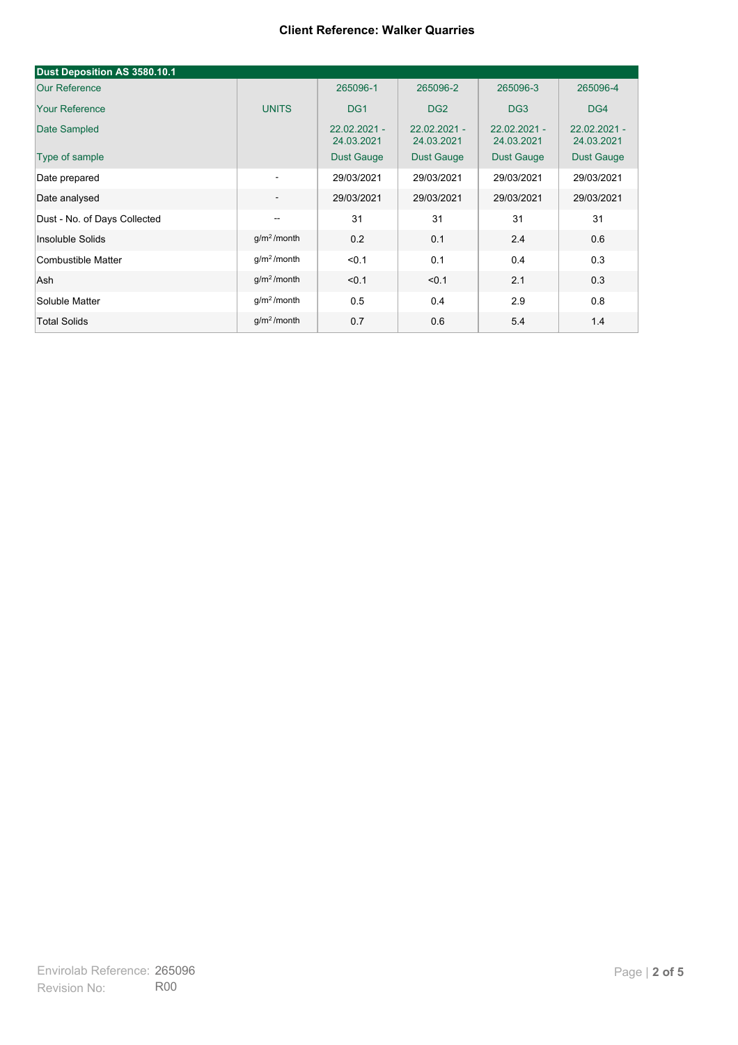**Client Reference: Walker Quarries**

| Dust Deposition AS 3580.10.1 | | | | | |
|---|---|---|---|---|---|
| Our Reference | | 265096-1 | 265096-2 | 265096-3 | 265096-4 |
| Your Reference | UNITS | DG1 | DG2 | DG3 | DG4 |
| Date Sampled | | 22.02.2021 - 24.03.2021 | 22.02.2021 - 24.03.2021 | 22.02.2021 - 24.03.2021 | 22.02.2021 - 24.03.2021 |
| Type of sample | | Dust Gauge | Dust Gauge | Dust Gauge | Dust Gauge |
| Date prepared | - | 29/03/2021 | 29/03/2021 | 29/03/2021 | 29/03/2021 |
| Date analysed | - | 29/03/2021 | 29/03/2021 | 29/03/2021 | 29/03/2021 |
| Dust - No. of Days Collected | -- | 31 | 31 | 31 | 31 |
| Insoluble Solids | $g/m^2$/month | 0.2 | 0.1 | 2.4 | 0.6 |
| Combustible Matter | $g/m^2$/month | <0.1 | 0.1 | 0.4 | 0.3 |
| Ash | $g/m^2$/month | <0.1 | <0.1 | 2.1 | 0.3 |
| Soluble Matter | $g/m^2$/month | 0.5 | 0.4 | 2.9 | 0.8 |
| Total Solids | $g/m^2$/month | 0.7 | 0.6 | 5.4 | 1.4 |

Envirolab Reference: 265096
Revision No: R00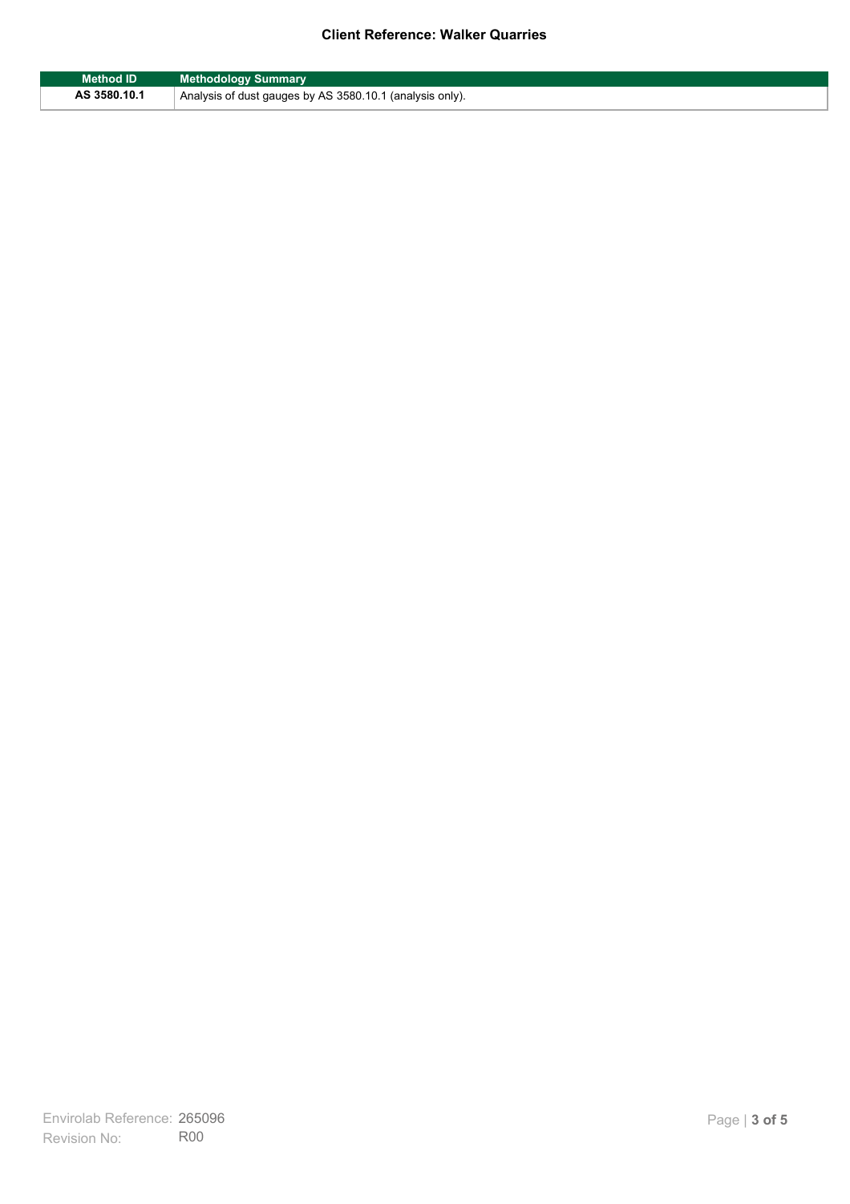| Method ID | Methodology Summary |
|---|---|
| AS 3580.10.1 | Analysis of dust gauges by AS 3580.10.1 (analysis only). |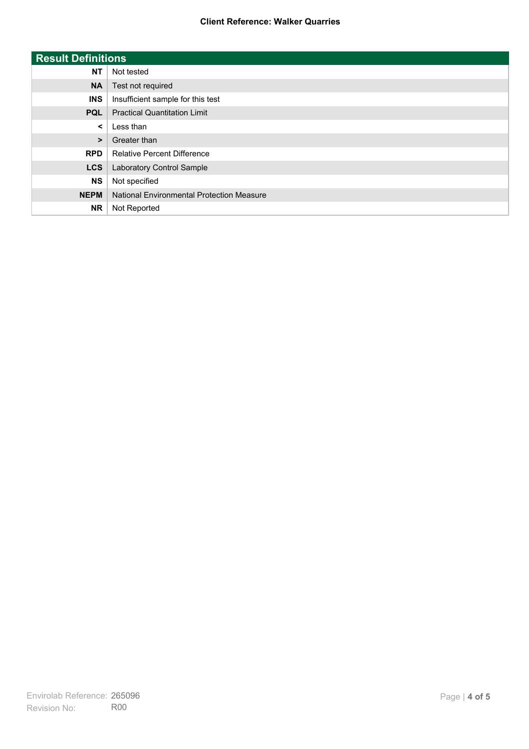**Client Reference: Walker Quarries**

| Result Definitions | |
|---|---|
| **NT** | Not tested |
| **NA** | Test not required |
| **INS** | Insufficient sample for this test |
| **PQL** | Practical Quantitation Limit |
| **<** | Less than |
| **>** | Greater than |
| **RPD** | Relative Percent Difference |
| **LCS** | Laboratory Control Sample |
| **NS** | Not specified |
| **NEPM** | National Environmental Protection Measure |
| **NR** | Not Reported |

Envirolab Reference: 265096
Revision No: R00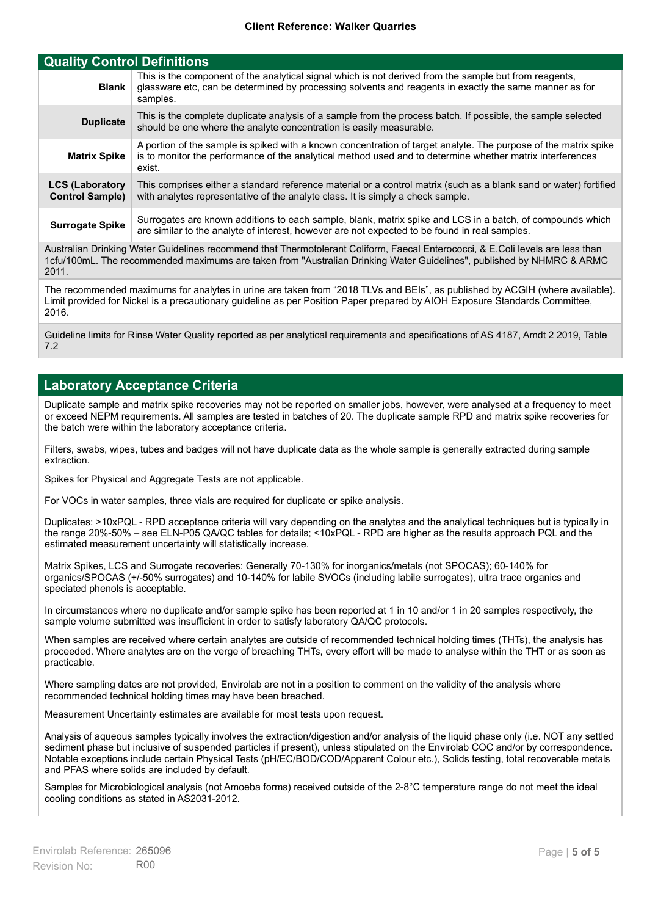**Client Reference: Walker Quarries**

## Quality Control Definitions

| | |
|---|---|
| **Blank** | This is the component of the analytical signal which is not derived from the sample but from reagents, glassware etc, can be determined by processing solvents and reagents in exactly the same manner as for samples. |
| **Duplicate** | This is the complete duplicate analysis of a sample from the process batch. If possible, the sample selected should be one where the analyte concentration is easily measurable. |
| **Matrix Spike** | A portion of the sample is spiked with a known concentration of target analyte. The purpose of the matrix spike is to monitor the performance of the analytical method used and to determine whether matrix interferences exist. |
| **LCS (Laboratory Control Sample)** | This comprises either a standard reference material or a control matrix (such as a blank sand or water) fortified with analytes representative of the analyte class. It is simply a check sample. |
| **Surrogate Spike** | Surrogates are known additions to each sample, blank, matrix spike and LCS in a batch, of compounds which are similar to the analyte of interest, however are not expected to be found in real samples. |

Australian Drinking Water Guidelines recommend that Thermotolerant Coliform, Faecal Enterococci, & E.Coli levels are less than 1cfu/100mL. The recommended maximums are taken from "Australian Drinking Water Guidelines", published by NHMRC & ARMC 2011.

The recommended maximums for analytes in urine are taken from “2018 TLVs and BEIs”, as published by ACGIH (where available). Limit provided for Nickel is a precautionary guideline as per Position Paper prepared by AIOH Exposure Standards Committee, 2016.

Guideline limits for Rinse Water Quality reported as per analytical requirements and specifications of AS 4187, Amdt 2 2019, Table 7.2

## Laboratory Acceptance Criteria

Duplicate sample and matrix spike recoveries may not be reported on smaller jobs, however, were analysed at a frequency to meet or exceed NEPM requirements. All samples are tested in batches of 20. The duplicate sample RPD and matrix spike recoveries for the batch were within the laboratory acceptance criteria.

Filters, swabs, wipes, tubes and badges will not have duplicate data as the whole sample is generally extracted during sample extraction.

Spikes for Physical and Aggregate Tests are not applicable.

For VOCs in water samples, three vials are required for duplicate or spike analysis.

Duplicates: >10xPQL - RPD acceptance criteria will vary depending on the analytes and the analytical techniques but is typically in the range 20%-50% – see ELN-P05 QA/QC tables for details; <10xPQL - RPD are higher as the results approach PQL and the estimated measurement uncertainty will statistically increase.

Matrix Spikes, LCS and Surrogate recoveries: Generally 70-130% for inorganics/metals (not SPOCAS); 60-140% for organics/SPOCAS (+/-50% surrogates) and 10-140% for labile SVOCs (including labile surrogates), ultra trace organics and speciated phenols is acceptable.

In circumstances where no duplicate and/or sample spike has been reported at 1 in 10 and/or 1 in 20 samples respectively, the sample volume submitted was insufficient in order to satisfy laboratory QA/QC protocols.

When samples are received where certain analytes are outside of recommended technical holding times (THTs), the analysis has proceeded. Where analytes are on the verge of breaching THTs, every effort will be made to analyse within the THT or as soon as practicable.

Where sampling dates are not provided, Envirolab are not in a position to comment on the validity of the analysis where recommended technical holding times may have been breached.

Measurement Uncertainty estimates are available for most tests upon request.

Analysis of aqueous samples typically involves the extraction/digestion and/or analysis of the liquid phase only (i.e. NOT any settled sediment phase but inclusive of suspended particles if present), unless stipulated on the Envirolab COC and/or by correspondence. Notable exceptions include certain Physical Tests (pH/EC/BOD/COD/Apparent Colour etc.), Solids testing, total recoverable metals and PFAS where solids are included by default.

Samples for Microbiological analysis (not Amoeba forms) received outside of the 2-8°C temperature range do not meet the ideal cooling conditions as stated in AS2031-2012.

Envirolab Reference: 265096
Revision No: R00